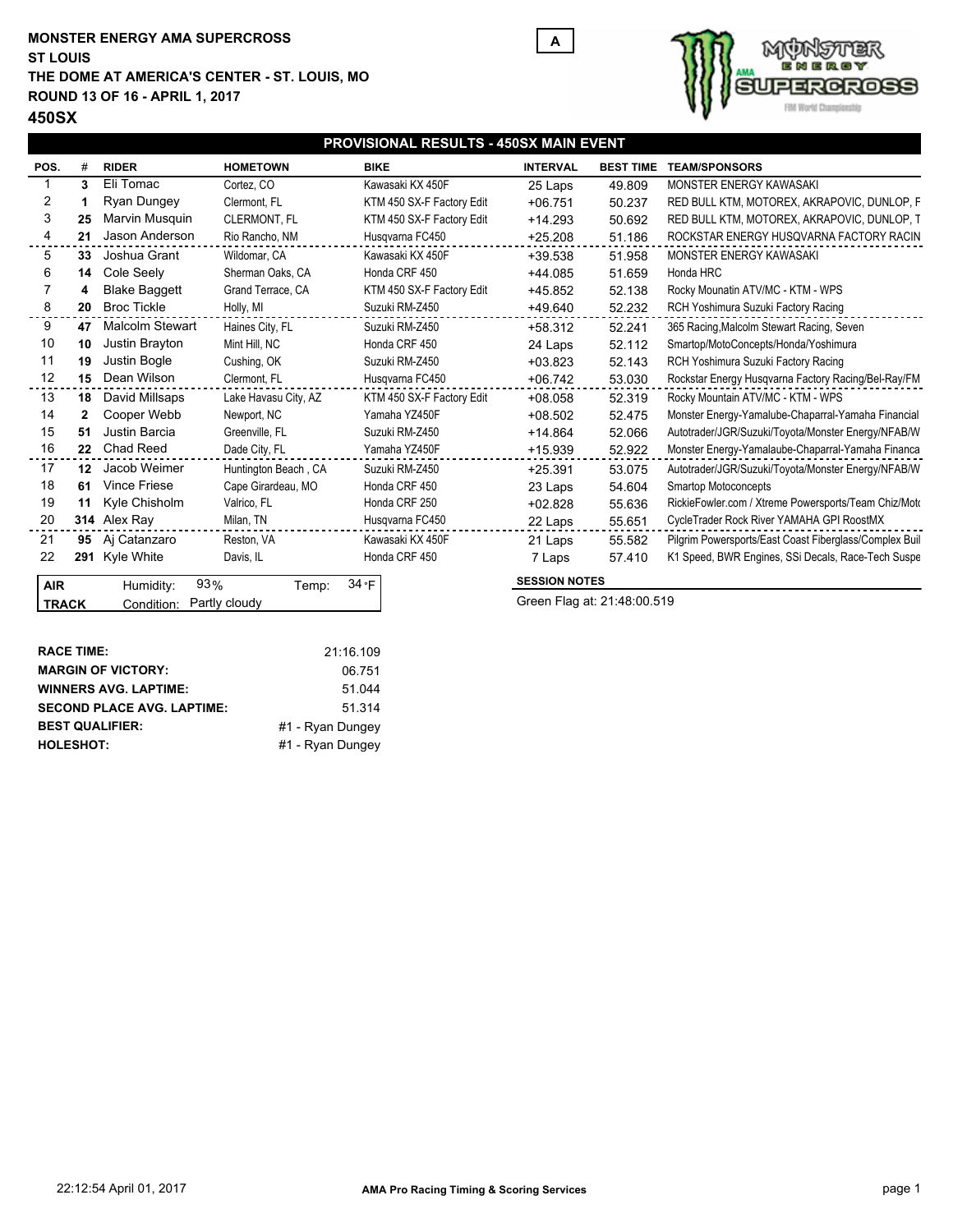**MONSTER ENERGY AMA SUPERCROSS**
**ST LOUIS**
**THE DOME AT AMERICA'S CENTER - ST. LOUIS, MO**
**ROUND 13 OF 16 - APRIL 1, 2017**

# 450SX

A

## PROVISIONAL RESULTS - 450SX MAIN EVENT

| POS. | # | RIDER | HOMETOWN | BIKE | INTERVAL | BEST TIME | TEAM/SPONSORS |
|---|---|---|---|---|---|---|---|
| 1 | 3 | Eli Tomac | Cortez, CO | Kawasaki KX 450F | 25 Laps | 49.809 | MONSTER ENERGY KAWASAKI |
| 2 | 1 | Ryan Dungey | Clermont, FL | KTM 450 SX-F Factory Edit | +06.751 | 50.237 | RED BULL KTM, MOTOREX, AKRAPOVIC, DUNLOP, F |
| 3 | 25 | Marvin Musquin | CLERMONT, FL | KTM 450 SX-F Factory Edit | +14.293 | 50.692 | RED BULL KTM, MOTOREX, AKRAPOVIC, DUNLOP, T |
| 4 | 21 | Jason Anderson | Rio Rancho, NM | Husqvarna FC450 | +25.208 | 51.186 | ROCKSTAR ENERGY HUSQVARNA FACTORY RACIN |
| 5 | 33 | Joshua Grant | Wildomar, CA | Kawasaki KX 450F | +39.538 | 51.958 | MONSTER ENERGY KAWASAKI |
| 6 | 14 | Cole Seely | Sherman Oaks, CA | Honda CRF 450 | +44.085 | 51.659 | Honda HRC |
| 7 | 4 | Blake Baggett | Grand Terrace, CA | KTM 450 SX-F Factory Edit | +45.852 | 52.138 | Rocky Mounatin ATV/MC - KTM - WPS |
| 8 | 20 | Broc Tickle | Holly, MI | Suzuki RM-Z450 | +49.640 | 52.232 | RCH Yoshimura Suzuki Factory Racing |
| 9 | 47 | Malcolm Stewart | Haines City, FL | Suzuki RM-Z450 | +58.312 | 52.241 | 365 Racing,Malcolm Stewart Racing, Seven |
| 10 | 10 | Justin Brayton | Mint Hill, NC | Honda CRF 450 | 24 Laps | 52.112 | Smartop/MotoConcepts/Honda/Yoshimura |
| 11 | 19 | Justin Bogle | Cushing, OK | Suzuki RM-Z450 | +03.823 | 52.143 | RCH Yoshimura Suzuki Factory Racing |
| 12 | 15 | Dean Wilson | Clermont, FL | Husqvarna FC450 | +06.742 | 53.030 | Rockstar Energy Husqvarna Factory Racing/Bel-Ray/FM |
| 13 | 18 | David Millsaps | Lake Havasu City, AZ | KTM 450 SX-F Factory Edit | +08.058 | 52.319 | Rocky Mountain ATV/MC - KTM - WPS |
| 14 | 2 | Cooper Webb | Newport, NC | Yamaha YZ450F | +08.502 | 52.475 | Monster Energy-Yamalube-Chaparral-Yamaha Financial |
| 15 | 51 | Justin Barcia | Greenville, FL | Suzuki RM-Z450 | +14.864 | 52.066 | Autotrader/JGR/Suzuki/Toyota/Monster Energy/NFAB/W |
| 16 | 22 | Chad Reed | Dade City, FL | Yamaha YZ450F | +15.939 | 52.922 | Monster Energy-Yamalaube-Chaparral-Yamaha Financa |
| 17 | 12 | Jacob Weimer | Huntington Beach , CA | Suzuki RM-Z450 | +25.391 | 53.075 | Autotrader/JGR/Suzuki/Toyota/Monster Energy/NFAB/W |
| 18 | 61 | Vince Friese | Cape Girardeau, MO | Honda CRF 450 | 23 Laps | 54.604 | Smartop Motoconcepts |
| 19 | 11 | Kyle Chisholm | Valrico, FL | Honda CRF 250 | +02.828 | 55.636 | RickieFowler.com / Xtreme Powersports/Team Chiz/Moto |
| 20 | 314 | Alex Ray | Milan, TN | Husqvarna FC450 | 22 Laps | 55.651 | CycleTrader Rock River YAMAHA GPI RoostMX |
| 21 | 95 | Aj Catanzaro | Reston, VA | Kawasaki KX 450F | 21 Laps | 55.582 | Pilgrim Powersports/East Coast Fiberglass/Complex Buil |
| 22 | 291 | Kyle White | Davis, IL | Honda CRF 450 | 7 Laps | 57.410 | K1 Speed, BWR Engines, SSi Decals, Race-Tech Suspe |

| | | | | |
|---|---|---|---|---|
| AIR | Humidity: | 93% | Temp: | 34°F |
| TRACK | Condition: | Partly cloudy | | |

**SESSION NOTES**

Green Flag at: 21:48:00.519

| | |
|---|---|
| **RACE TIME:** | 21:16.109 |
| **MARGIN OF VICTORY:** | 06.751 |
| **WINNERS AVG. LAPTIME:** | 51.044 |
| **SECOND PLACE AVG. LAPTIME:** | 51.314 |
| **BEST QUALIFIER:** | #1 - Ryan Dungey |
| **HOLESHOT:** | #1 - Ryan Dungey |

22:12:54 April 01, 2017

**AMA Pro Racing Timing & Scoring Services**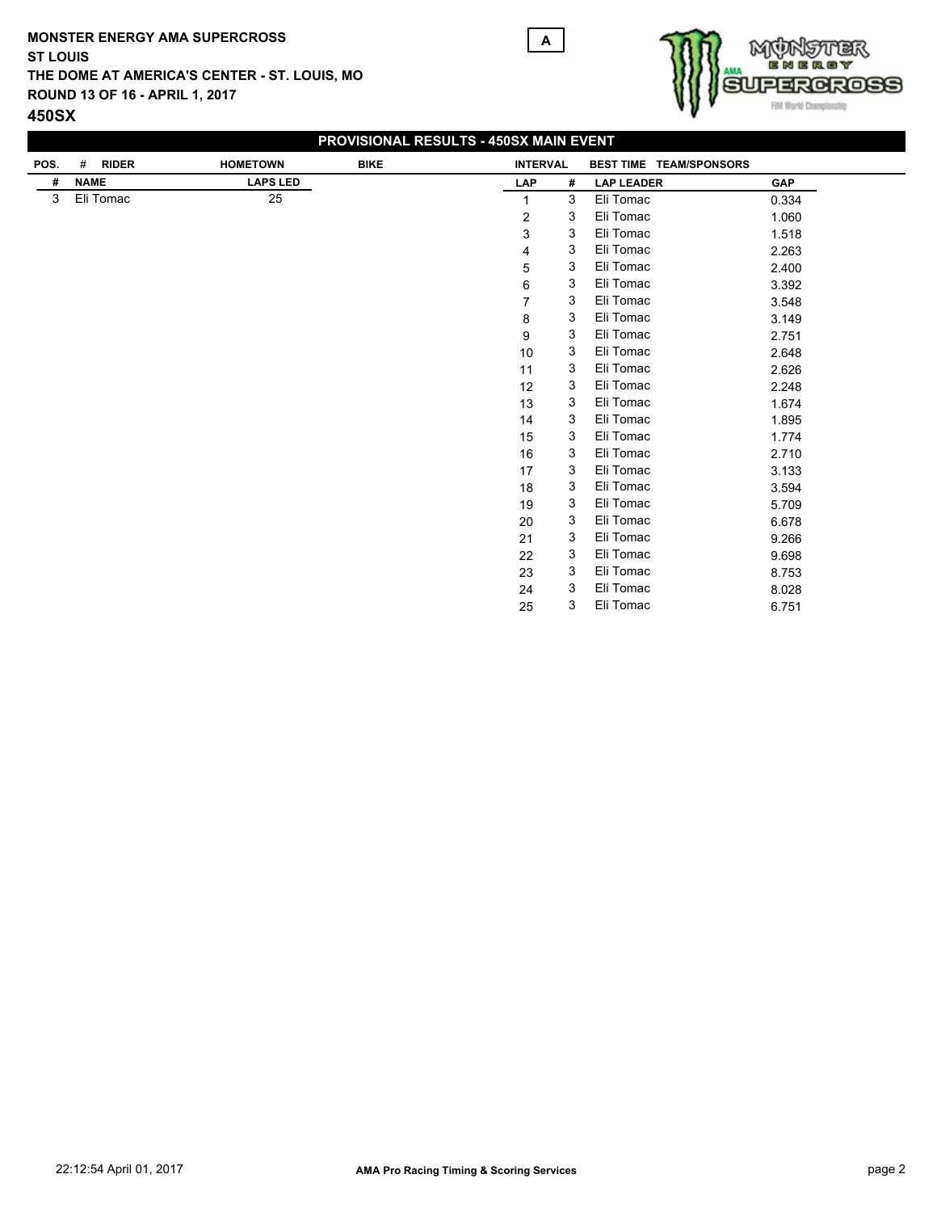MONSTER ENERGY AMA SUPERCROSS
ST LOUIS
THE DOME AT AMERICA'S CENTER - ST. LOUIS, MO
ROUND 13 OF 16 - APRIL 1, 2017
**450SX**

A

## PROVISIONAL RESULTS - 450SX MAIN EVENT

POS. | # RIDER | HOMETOWN | BIKE | INTERVAL | BEST TIME | TEAM/SPONSORS

| # | NAME | LAPS LED |
|---|---|---|
| 3 | Eli Tomac | 25 |

| LAP | # | LAP LEADER | GAP |
|---|---|---|---|
| 1 | 3 | Eli Tomac | 0.334 |
| 2 | 3 | Eli Tomac | 1.060 |
| 3 | 3 | Eli Tomac | 1.518 |
| 4 | 3 | Eli Tomac | 2.263 |
| 5 | 3 | Eli Tomac | 2.400 |
| 6 | 3 | Eli Tomac | 3.392 |
| 7 | 3 | Eli Tomac | 3.548 |
| 8 | 3 | Eli Tomac | 3.149 |
| 9 | 3 | Eli Tomac | 2.751 |
| 10 | 3 | Eli Tomac | 2.648 |
| 11 | 3 | Eli Tomac | 2.626 |
| 12 | 3 | Eli Tomac | 2.248 |
| 13 | 3 | Eli Tomac | 1.674 |
| 14 | 3 | Eli Tomac | 1.895 |
| 15 | 3 | Eli Tomac | 1.774 |
| 16 | 3 | Eli Tomac | 2.710 |
| 17 | 3 | Eli Tomac | 3.133 |
| 18 | 3 | Eli Tomac | 3.594 |
| 19 | 3 | Eli Tomac | 5.709 |
| 20 | 3 | Eli Tomac | 6.678 |
| 21 | 3 | Eli Tomac | 9.266 |
| 22 | 3 | Eli Tomac | 9.698 |
| 23 | 3 | Eli Tomac | 8.753 |
| 24 | 3 | Eli Tomac | 8.028 |
| 25 | 3 | Eli Tomac | 6.751 |

22:12:54 April 01, 2017 AMA Pro Racing Timing & Scoring Services